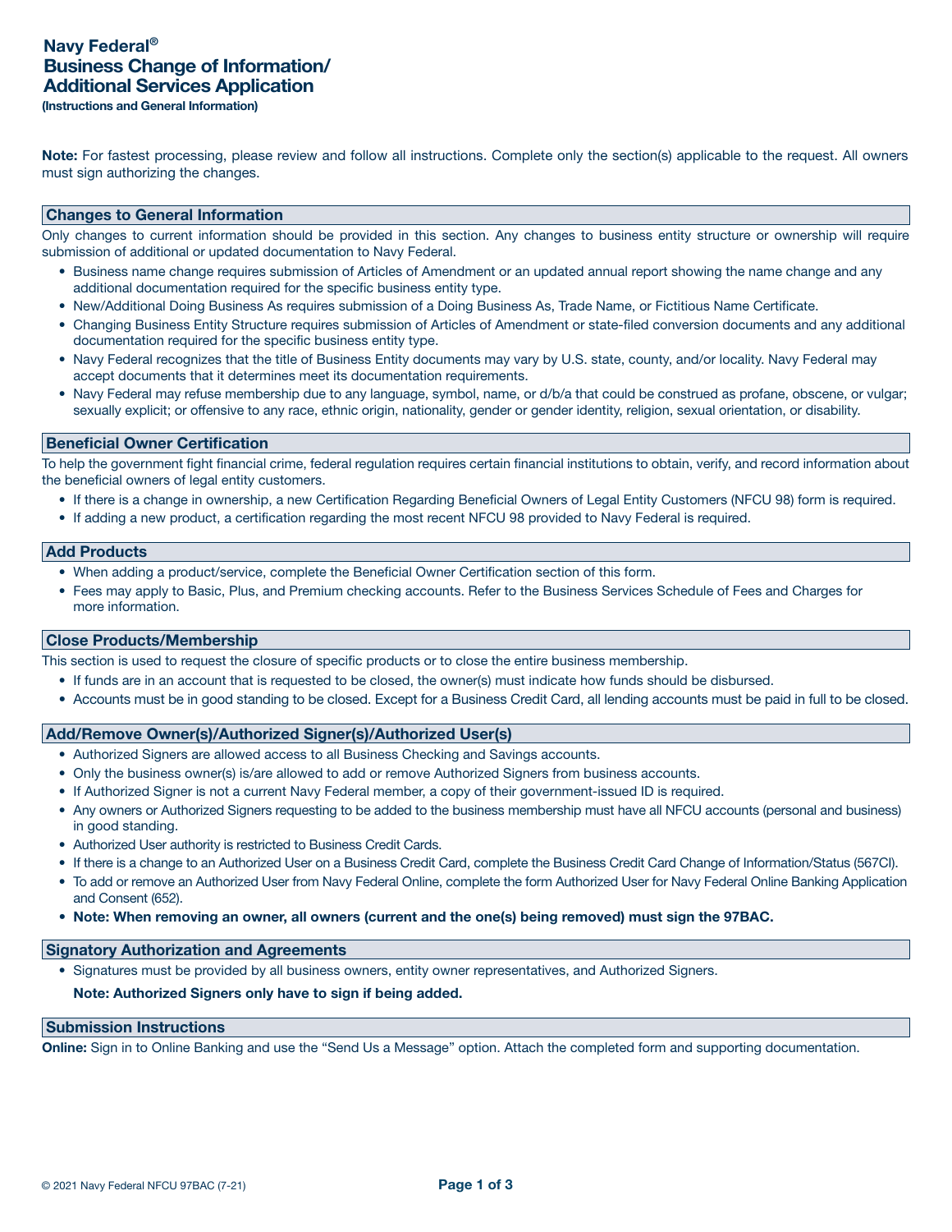# Navy Federal®
# Business Change of Information/ Additional Services Application

**(Instructions and General Information)**

**Note:** For fastest processing, please review and follow all instructions. Complete only the section(s) applicable to the request. All owners must sign authorizing the changes.

## Changes to General Information

Only changes to current information should be provided in this section. Any changes to business entity structure or ownership will require submission of additional or updated documentation to Navy Federal.

- Business name change requires submission of Articles of Amendment or an updated annual report showing the name change and any additional documentation required for the specific business entity type.
- New/Additional Doing Business As requires submission of a Doing Business As, Trade Name, or Fictitious Name Certificate.
- Changing Business Entity Structure requires submission of Articles of Amendment or state-filed conversion documents and any additional documentation required for the specific business entity type.
- Navy Federal recognizes that the title of Business Entity documents may vary by U.S. state, county, and/or locality. Navy Federal may accept documents that it determines meet its documentation requirements.
- Navy Federal may refuse membership due to any language, symbol, name, or d/b/a that could be construed as profane, obscene, or vulgar; sexually explicit; or offensive to any race, ethnic origin, nationality, gender or gender identity, religion, sexual orientation, or disability.

## Beneficial Owner Certification

To help the government fight financial crime, federal regulation requires certain financial institutions to obtain, verify, and record information about the beneficial owners of legal entity customers.

- If there is a change in ownership, a new Certification Regarding Beneficial Owners of Legal Entity Customers (NFCU 98) form is required.
- If adding a new product, a certification regarding the most recent NFCU 98 provided to Navy Federal is required.

## Add Products

- When adding a product/service, complete the Beneficial Owner Certification section of this form.
- Fees may apply to Basic, Plus, and Premium checking accounts. Refer to the Business Services Schedule of Fees and Charges for more information.

## Close Products/Membership

This section is used to request the closure of specific products or to close the entire business membership.

- If funds are in an account that is requested to be closed, the owner(s) must indicate how funds should be disbursed.
- Accounts must be in good standing to be closed. Except for a Business Credit Card, all lending accounts must be paid in full to be closed.

## Add/Remove Owner(s)/Authorized Signer(s)/Authorized User(s)

- Authorized Signers are allowed access to all Business Checking and Savings accounts.
- Only the business owner(s) is/are allowed to add or remove Authorized Signers from business accounts.
- If Authorized Signer is not a current Navy Federal member, a copy of their government-issued ID is required.
- Any owners or Authorized Signers requesting to be added to the business membership must have all NFCU accounts (personal and business) in good standing.
- Authorized User authority is restricted to Business Credit Cards.
- If there is a change to an Authorized User on a Business Credit Card, complete the Business Credit Card Change of Information/Status (567CI).
- To add or remove an Authorized User from Navy Federal Online, complete the form Authorized User for Navy Federal Online Banking Application and Consent (652).
- **Note: When removing an owner, all owners (current and the one(s) being removed) must sign the 97BAC.**

## Signatory Authorization and Agreements

- Signatures must be provided by all business owners, entity owner representatives, and Authorized Signers.

  **Note: Authorized Signers only have to sign if being added.**

## Submission Instructions

**Online:** Sign in to Online Banking and use the "Send Us a Message" option. Attach the completed form and supporting documentation.

© 2021 Navy Federal NFCU 97BAC (7-21)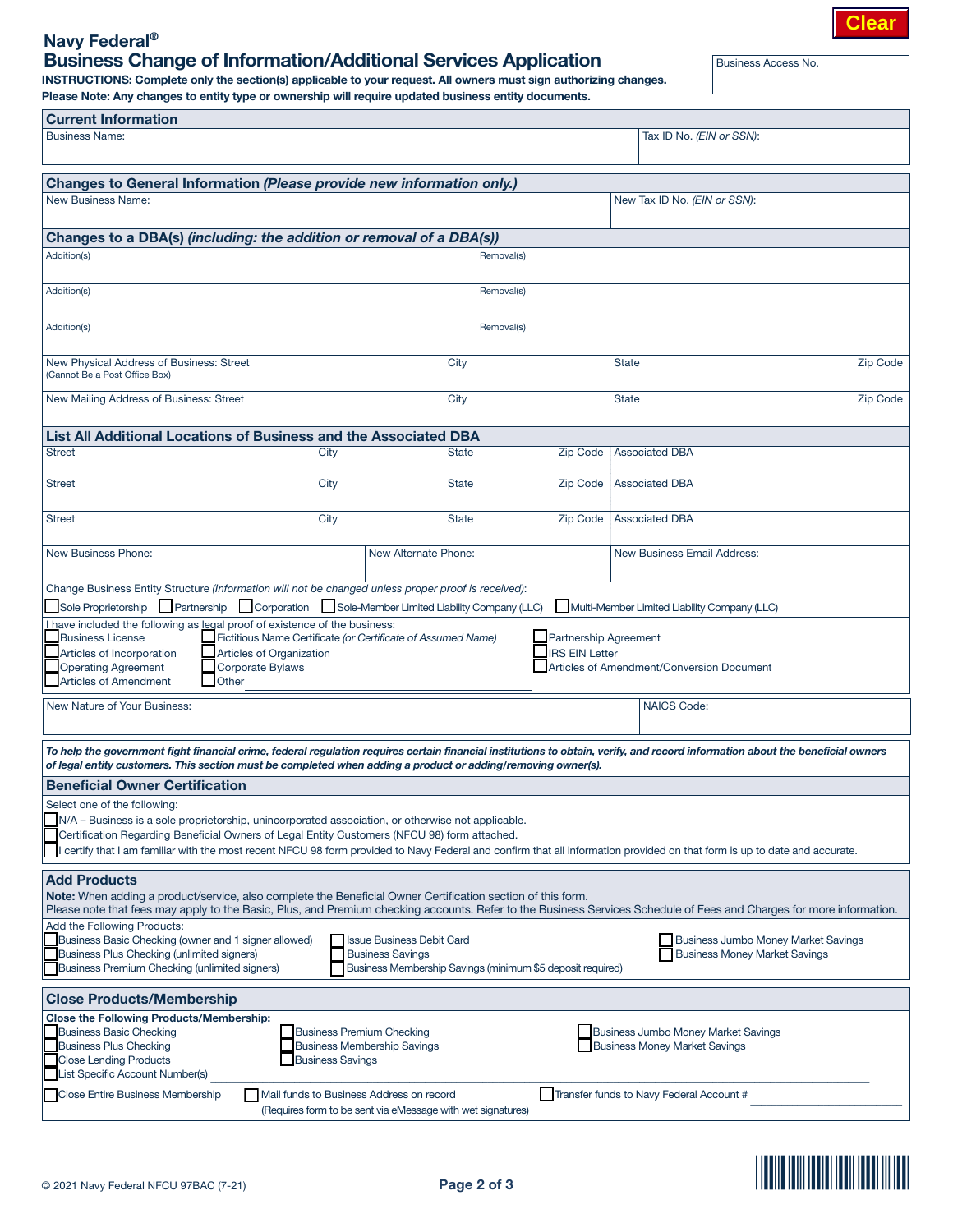Clear

# Navy Federal®
## Business Change of Information/Additional Services Application

**INSTRUCTIONS: Complete only the section(s) applicable to your request. All owners must sign authorizing changes.**
**Please Note: Any changes to entity type or ownership will require updated business entity documents.**

Business Access No.

### Current Information

| Business Name: | Tax ID No. *(EIN or SSN)*: |
|---|---|

### Changes to General Information *(Please provide new information only.)*

| New Business Name: | New Tax ID No. *(EIN or SSN)*: |
|---|---|

### Changes to a DBA(s) *(including: the addition or removal of a DBA(s))*

| Addition(s) | Removal(s) |
|---|---|
| Addition(s) | Removal(s) |
| Addition(s) | Removal(s) |

| New Physical Address of Business: Street (Cannot Be a Post Office Box) | City | State | Zip Code |
|---|---|---|---|
| New Mailing Address of Business: Street | City | State | Zip Code |

### List All Additional Locations of Business and the Associated DBA

| Street | City | State | Zip Code | Associated DBA |
|---|---|---|---|---|
| Street | City | State | Zip Code | Associated DBA |
| Street | City | State | Zip Code | Associated DBA |

| New Business Phone: | New Alternate Phone: | New Business Email Address: |
|---|---|---|

Change Business Entity Structure *(Information will not be changed unless proper proof is received)*:

☐ Sole Proprietorship ☐ Partnership ☐ Corporation ☐ Sole-Member Limited Liability Company (LLC) ☐ Multi-Member Limited Liability Company (LLC)

I have included the following as legal proof of existence of the business:

☐ Business License ☐ Fictitious Name Certificate *(or Certificate of Assumed Name)* ☐ Partnership Agreement
☐ Articles of Incorporation ☐ Articles of Organization ☐ IRS EIN Letter
☐ Operating Agreement ☐ Corporate Bylaws ☐ Articles of Amendment/Conversion Document
☐ Articles of Amendment ☐ Other ____________________

| New Nature of Your Business: | NAICS Code: |
|---|---|

***To help the government fight financial crime, federal regulation requires certain financial institutions to obtain, verify, and record information about the beneficial owners of legal entity customers. This section must be completed when adding a product or adding/removing owner(s).***

### Beneficial Owner Certification

Select one of the following:

☐ N/A – Business is a sole proprietorship, unincorporated association, or otherwise not applicable.
☐ Certification Regarding Beneficial Owners of Legal Entity Customers (NFCU 98) form attached.
☐ I certify that I am familiar with the most recent NFCU 98 form provided to Navy Federal and confirm that all information provided on that form is up to date and accurate.

### Add Products

**Note:** When adding a product/service, also complete the Beneficial Owner Certification section of this form.
Please note that fees may apply to the Basic, Plus, and Premium checking accounts. Refer to the Business Services Schedule of Fees and Charges for more information.

Add the Following Products:

☐ Business Basic Checking (owner and 1 signer allowed) ☐ Issue Business Debit Card ☐ Business Jumbo Money Market Savings
☐ Business Plus Checking (unlimited signers) ☐ Business Savings ☐ Business Money Market Savings
☐ Business Premium Checking (unlimited signers) ☐ Business Membership Savings (minimum $5 deposit required)

### Close Products/Membership

**Close the Following Products/Membership:**

☐ Business Basic Checking ☐ Business Premium Checking ☐ Business Jumbo Money Market Savings
☐ Business Plus Checking ☐ Business Membership Savings ☐ Business Money Market Savings
☐ Close Lending Products ☐ Business Savings
☐ List Specific Account Number(s) ____________________

☐ Close Entire Business Membership ☐ Mail funds to Business Address on record (Requires form to be sent via eMessage with wet signatures) ☐ Transfer funds to Navy Federal Account # ____________________

© 2021 Navy Federal NFCU 97BAC (7-21)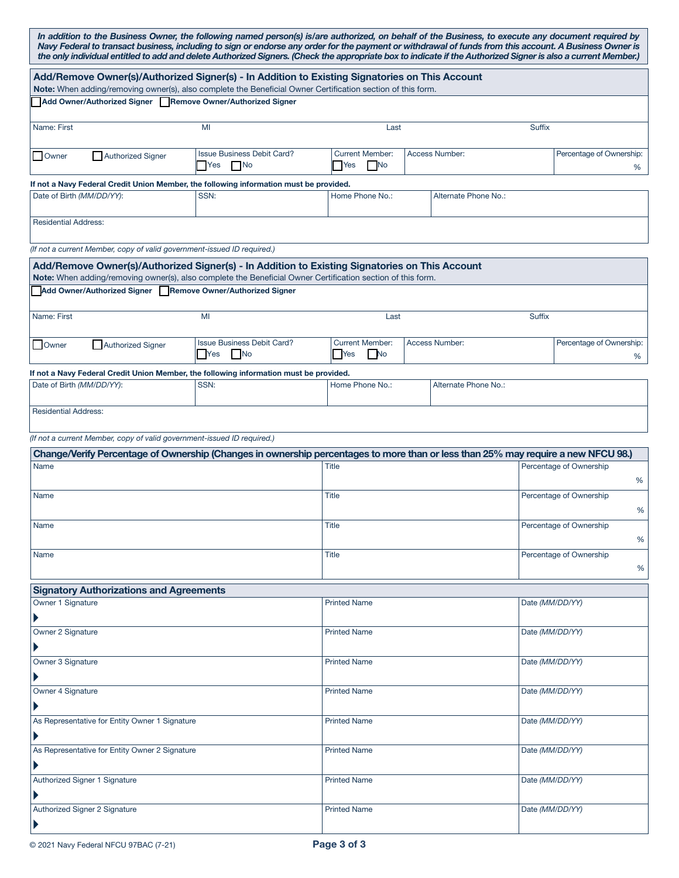***In addition to the Business Owner, the following named person(s) is/are authorized, on behalf of the Business, to execute any document required by Navy Federal to transact business, including to sign or endorse any order for the payment or withdrawal of funds from this account. A Business Owner is the only individual entitled to add and delete Authorized Signers. (Check the appropriate box to indicate if the Authorized Signer is also a current Member.)***

## Add/Remove Owner(s)/Authorized Signer(s) - In Addition to Existing Signatories on This Account

**Note:** When adding/removing owner(s), also complete the Beneficial Owner Certification section of this form.

☐ **Add Owner/Authorized Signer** ☐ **Remove Owner/Authorized Signer**

| Name: First | MI | Last | Suffix |
|---|---|---|---|
| | | | |

| ☐ Owner ☐ Authorized Signer | Issue Business Debit Card? ☐ Yes ☐ No | Current Member: ☐ Yes ☐ No | Access Number: | Percentage of Ownership: % |
|---|---|---|---|---|

**If not a Navy Federal Credit Union Member, the following information must be provided.**

| Date of Birth *(MM/DD/YY)*: | SSN: | Home Phone No.: | Alternate Phone No.: |
|---|---|---|---|
| Residential Address: | | | |

*(If not a current Member, copy of valid government-issued ID required.)*

## Add/Remove Owner(s)/Authorized Signer(s) - In Addition to Existing Signatories on This Account

**Note:** When adding/removing owner(s), also complete the Beneficial Owner Certification section of this form.

☐ **Add Owner/Authorized Signer** ☐ **Remove Owner/Authorized Signer**

| Name: First | MI | Last | Suffix |
|---|---|---|---|
| | | | |

| ☐ Owner ☐ Authorized Signer | Issue Business Debit Card? ☐ Yes ☐ No | Current Member: ☐ Yes ☐ No | Access Number: | Percentage of Ownership: % |
|---|---|---|---|---|

**If not a Navy Federal Credit Union Member, the following information must be provided.**

| Date of Birth *(MM/DD/YY)*: | SSN: | Home Phone No.: | Alternate Phone No.: |
|---|---|---|---|
| Residential Address: | | | |

*(If not a current Member, copy of valid government-issued ID required.)*

## Change/Verify Percentage of Ownership (Changes in ownership percentages to more than or less than 25% may require a new NFCU 98.)

| Name | Title | Percentage of Ownership |
|---|---|---|
| | | % |
| | | % |
| | | % |
| | | % |

## Signatory Authorizations and Agreements

| Signature | Printed Name | Date *(MM/DD/YY)* |
|---|---|---|
| Owner 1 Signature | | |
| Owner 2 Signature | | |
| Owner 3 Signature | | |
| Owner 4 Signature | | |
| As Representative for Entity Owner 1 Signature | | |
| As Representative for Entity Owner 2 Signature | | |
| Authorized Signer 1 Signature | | |
| Authorized Signer 2 Signature | | |

© 2021 Navy Federal NFCU 97BAC (7-21)